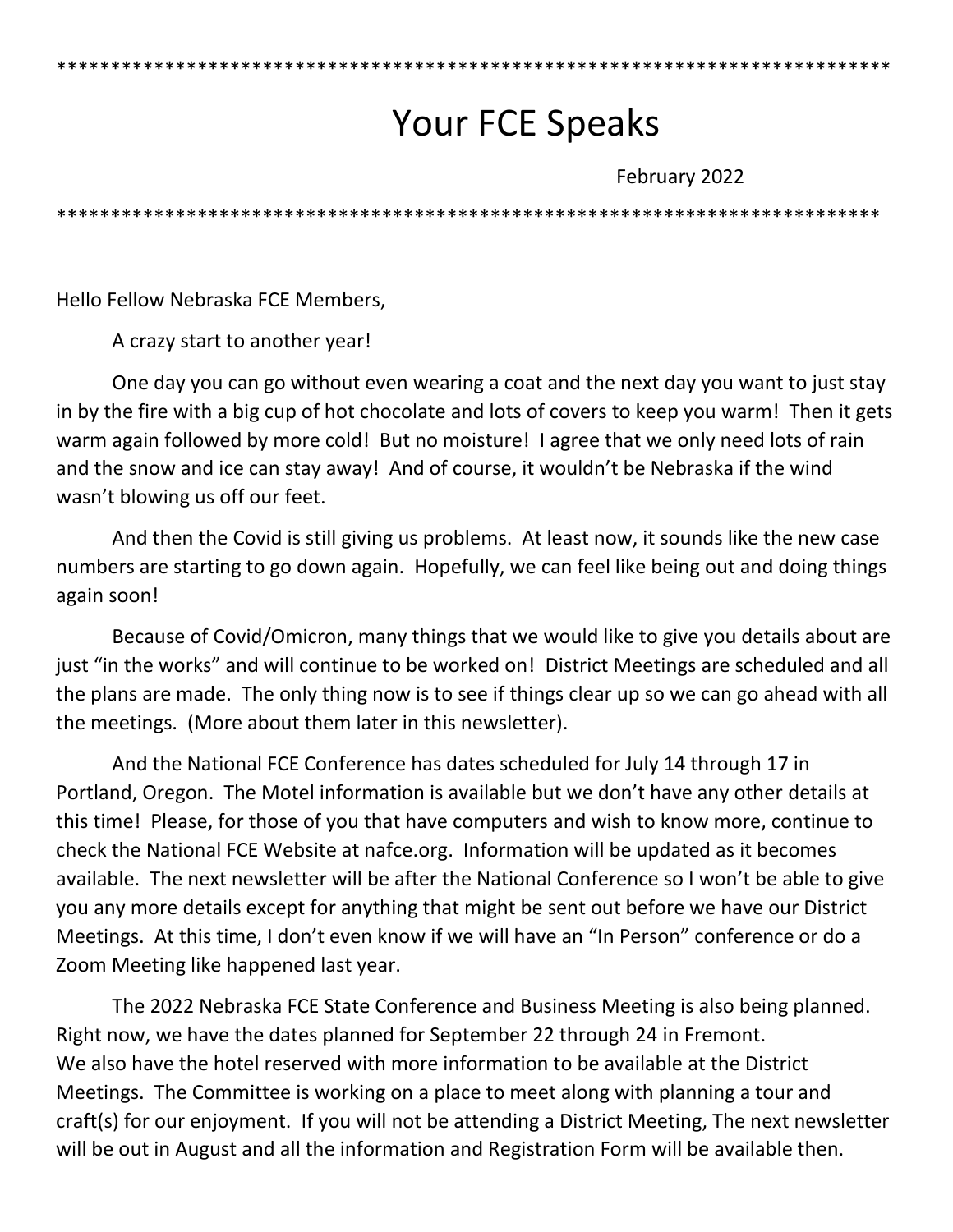*****************************************************************************

# Your FCE Speaks

February 2022

*****************************************************************************

Hello Fellow Nebraska FCE Members,

A crazy start to another year!

One day you can go without even wearing a coat and the next day you want to just stay in by the fire with a big cup of hot chocolate and lots of covers to keep you warm! Then it gets warm again followed by more cold! But no moisture! I agree that we only need lots of rain and the snow and ice can stay away! And of course, it wouldn't be Nebraska if the wind wasn't blowing us off our feet.

And then the Covid is still giving us problems. At least now, it sounds like the new case numbers are starting to go down again. Hopefully, we can feel like being out and doing things again soon!

Because of Covid/Omicron, many things that we would like to give you details about are just "in the works" and will continue to be worked on! District Meetings are scheduled and all the plans are made. The only thing now is to see if things clear up so we can go ahead with all the meetings. (More about them later in this newsletter).

And the National FCE Conference has dates scheduled for July 14 through 17 in Portland, Oregon. The Motel information is available but we don't have any other details at this time! Please, for those of you that have computers and wish to know more, continue to check the National FCE Website at nafce.org. Information will be updated as it becomes available. The next newsletter will be after the National Conference so I won't be able to give you any more details except for anything that might be sent out before we have our District Meetings. At this time, I don't even know if we will have an "In Person" conference or do a Zoom Meeting like happened last year.

The 2022 Nebraska FCE State Conference and Business Meeting is also being planned. Right now, we have the dates planned for September 22 through 24 in Fremont. We also have the hotel reserved with more information to be available at the District Meetings. The Committee is working on a place to meet along with planning a tour and craft(s) for our enjoyment. If you will not be attending a District Meeting, The next newsletter will be out in August and all the information and Registration Form will be available then.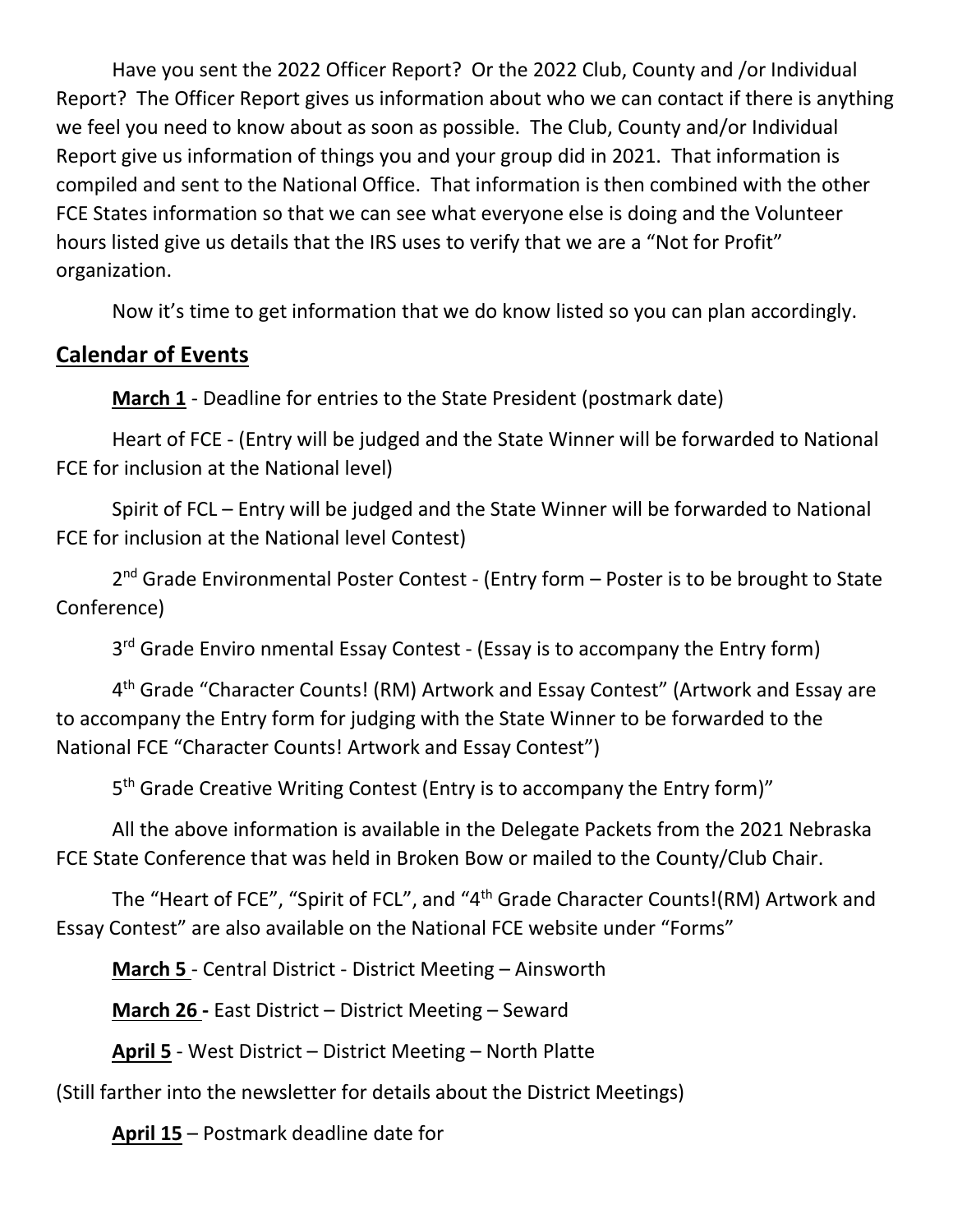Have you sent the 2022 Officer Report? Or the 2022 Club, County and /or Individual Report? The Officer Report gives us information about who we can contact if there is anything we feel you need to know about as soon as possible. The Club, County and/or Individual Report give us information of things you and your group did in 2021. That information is compiled and sent to the National Office. That information is then combined with the other FCE States information so that we can see what everyone else is doing and the Volunteer hours listed give us details that the IRS uses to verify that we are a "Not for Profit" organization.

Now it's time to get information that we do know listed so you can plan accordingly.

## Calendar of Events

**March 1** - Deadline for entries to the State President (postmark date)

Heart of FCE - (Entry will be judged and the State Winner will be forwarded to National FCE for inclusion at the National level)

Spirit of FCL – Entry will be judged and the State Winner will be forwarded to National FCE for inclusion at the National level Contest)

2nd Grade Environmental Poster Contest - (Entry form – Poster is to be brought to State Conference)

3rd Grade Enviro nmental Essay Contest - (Essay is to accompany the Entry form)

4th Grade "Character Counts! (RM) Artwork and Essay Contest" (Artwork and Essay are to accompany the Entry form for judging with the State Winner to be forwarded to the National FCE "Character Counts! Artwork and Essay Contest")

5th Grade Creative Writing Contest (Entry is to accompany the Entry form)"

All the above information is available in the Delegate Packets from the 2021 Nebraska FCE State Conference that was held in Broken Bow or mailed to the County/Club Chair.

The "Heart of FCE", "Spirit of FCL", and "4th Grade Character Counts!(RM) Artwork and Essay Contest" are also available on the National FCE website under "Forms"

**March 5** - Central District - District Meeting – Ainsworth

**March 26** - East District – District Meeting – Seward

**April 5** - West District – District Meeting – North Platte

(Still farther into the newsletter for details about the District Meetings)

**April 15** – Postmark deadline date for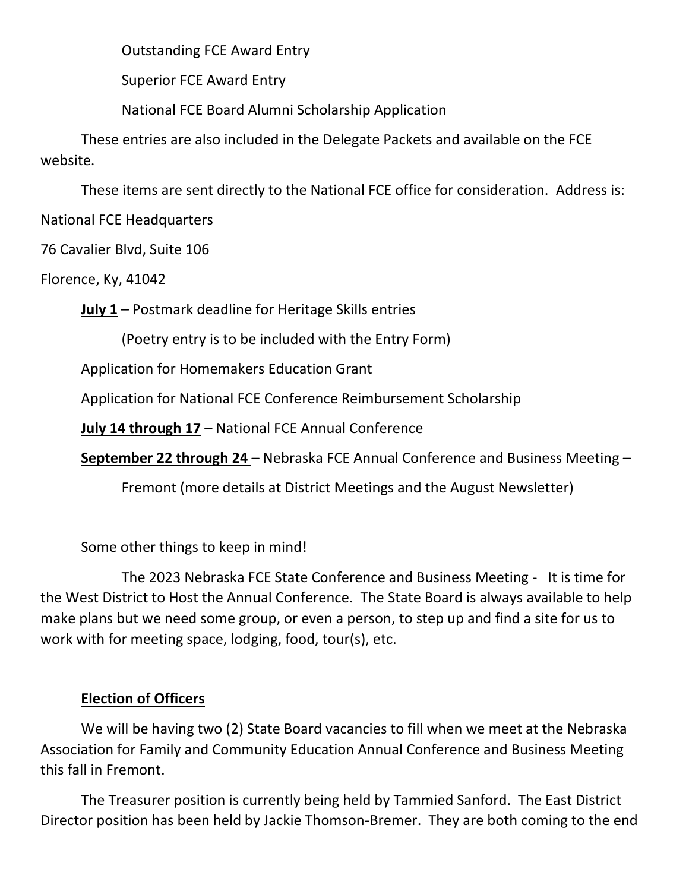Outstanding FCE Award Entry

Superior FCE Award Entry

National FCE Board Alumni Scholarship Application

These entries are also included in the Delegate Packets and available on the FCE website.

These items are sent directly to the National FCE office for consideration. Address is:

National FCE Headquarters

76 Cavalier Blvd, Suite 106

Florence, Ky, 41042

**July 1** – Postmark deadline for Heritage Skills entries

(Poetry entry is to be included with the Entry Form)

Application for Homemakers Education Grant

Application for National FCE Conference Reimbursement Scholarship

**July 14 through 17** – National FCE Annual Conference

**September 22 through 24** – Nebraska FCE Annual Conference and Business Meeting – Fremont (more details at District Meetings and the August Newsletter)

Some other things to keep in mind!

The 2023 Nebraska FCE State Conference and Business Meeting - It is time for the West District to Host the Annual Conference. The State Board is always available to help make plans but we need some group, or even a person, to step up and find a site for us to work with for meeting space, lodging, food, tour(s), etc.

**Election of Officers**

We will be having two (2) State Board vacancies to fill when we meet at the Nebraska Association for Family and Community Education Annual Conference and Business Meeting this fall in Fremont.

The Treasurer position is currently being held by Tammied Sanford. The East District Director position has been held by Jackie Thomson-Bremer. They are both coming to the end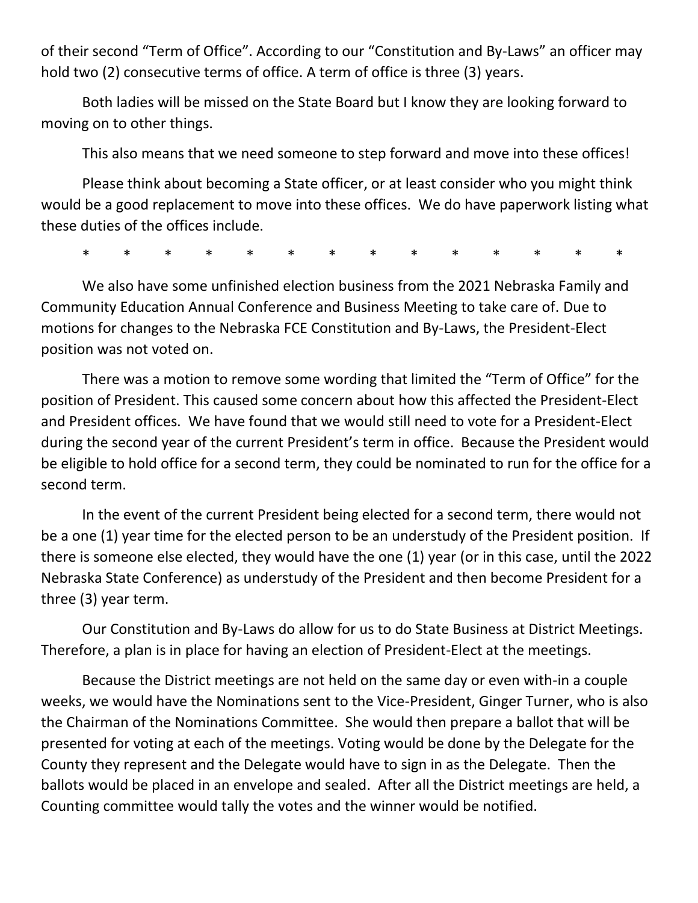of their second "Term of Office". According to our "Constitution and By-Laws" an officer may hold two (2) consecutive terms of office. A term of office is three (3) years.

Both ladies will be missed on the State Board but I know they are looking forward to moving on to other things.

This also means that we need someone to step forward and move into these offices!

Please think about becoming a State officer, or at least consider who you might think would be a good replacement to move into these offices.  We do have paperwork listing what these duties of the offices include.

\* \* \* \* \* \* \* \* \* \* \* \* \* \*

We also have some unfinished election business from the 2021 Nebraska Family and Community Education Annual Conference and Business Meeting to take care of. Due to motions for changes to the Nebraska FCE Constitution and By-Laws, the President-Elect position was not voted on.

There was a motion to remove some wording that limited the "Term of Office" for the position of President. This caused some concern about how this affected the President-Elect and President offices.  We have found that we would still need to vote for a President-Elect during the second year of the current President's term in office.  Because the President would be eligible to hold office for a second term, they could be nominated to run for the office for a second term.

In the event of the current President being elected for a second term, there would not be a one (1) year time for the elected person to be an understudy of the President position.  If there is someone else elected, they would have the one (1) year (or in this case, until the 2022 Nebraska State Conference) as understudy of the President and then become President for a three (3) year term.

Our Constitution and By-Laws do allow for us to do State Business at District Meetings. Therefore, a plan is in place for having an election of President-Elect at the meetings.

Because the District meetings are not held on the same day or even with-in a couple weeks, we would have the Nominations sent to the Vice-President, Ginger Turner, who is also the Chairman of the Nominations Committee.  She would then prepare a ballot that will be presented for voting at each of the meetings. Voting would be done by the Delegate for the County they represent and the Delegate would have to sign in as the Delegate.  Then the ballots would be placed in an envelope and sealed.  After all the District meetings are held, a Counting committee would tally the votes and the winner would be notified.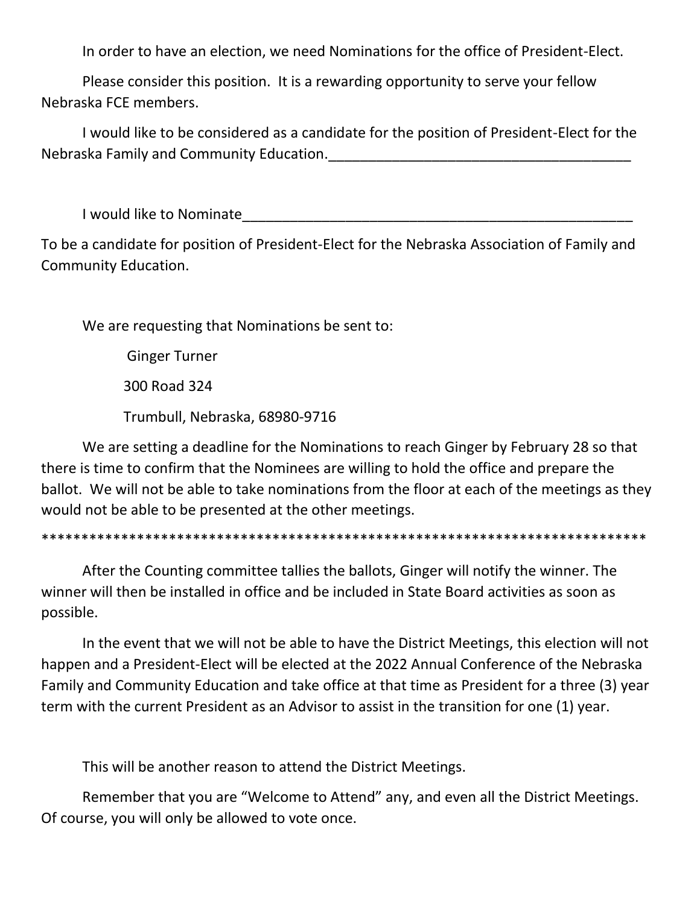In order to have an election, we need Nominations for the office of President-Elect.

Please consider this position. It is a rewarding opportunity to serve your fellow Nebraska FCE members.

I would like to be considered as a candidate for the position of President-Elect for the Nebraska Family and Community Education.______________________________________

I would like to Nominate__________________________________________________

To be a candidate for position of President-Elect for the Nebraska Association of Family and Community Education.

We are requesting that Nominations be sent to:

Ginger Turner

300 Road 324

Trumbull, Nebraska, 68980-9716

We are setting a deadline for the Nominations to reach Ginger by February 28 so that there is time to confirm that the Nominees are willing to hold the office and prepare the ballot. We will not be able to take nominations from the floor at each of the meetings as they would not be able to be presented at the other meetings.

******************************************************************************

After the Counting committee tallies the ballots, Ginger will notify the winner. The winner will then be installed in office and be included in State Board activities as soon as possible.

In the event that we will not be able to have the District Meetings, this election will not happen and a President-Elect will be elected at the 2022 Annual Conference of the Nebraska Family and Community Education and take office at that time as President for a three (3) year term with the current President as an Advisor to assist in the transition for one (1) year.

This will be another reason to attend the District Meetings.

Remember that you are "Welcome to Attend" any, and even all the District Meetings. Of course, you will only be allowed to vote once.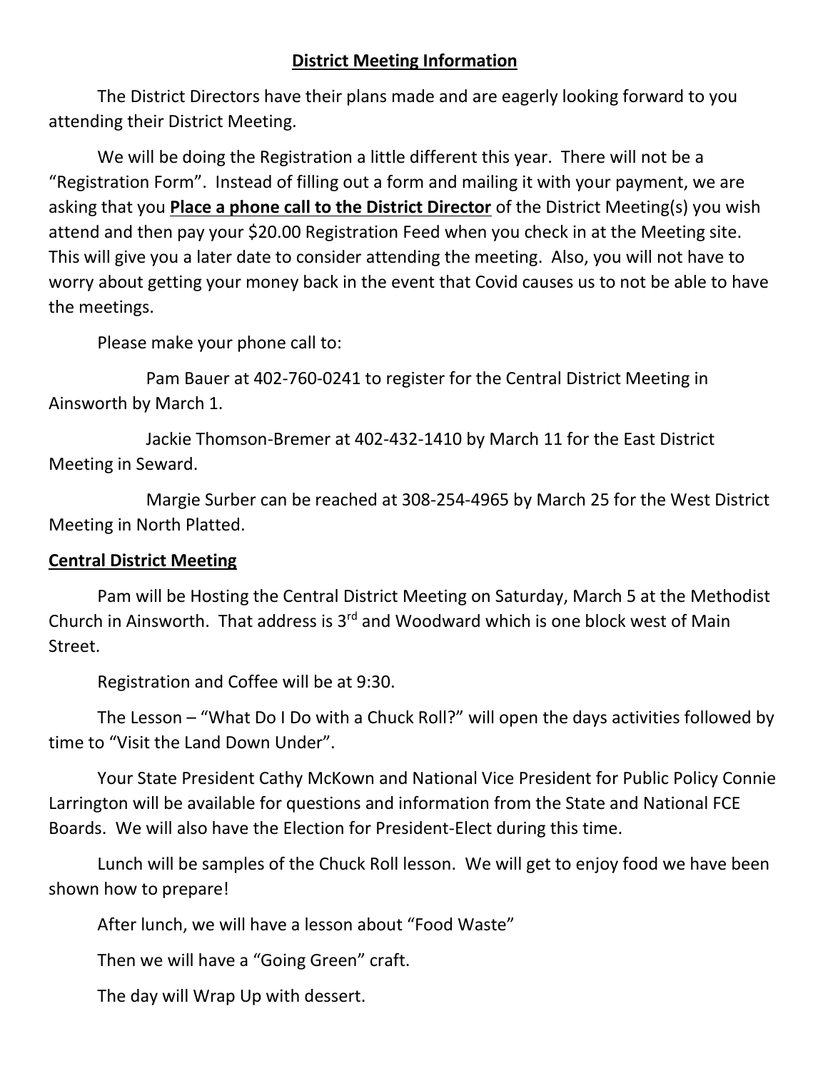## District Meeting Information

The District Directors have their plans made and are eagerly looking forward to you attending their District Meeting.

We will be doing the Registration a little different this year. There will not be a "Registration Form". Instead of filling out a form and mailing it with your payment, we are asking that you **<u>Place a phone call to the District Director</u>** of the District Meeting(s) you wish attend and then pay your $20.00 Registration Feed when you check in at the Meeting site. This will give you a later date to consider attending the meeting. Also, you will not have to worry about getting your money back in the event that Covid causes us to not be able to have the meetings.

Please make your phone call to:

Pam Bauer at 402-760-0241 to register for the Central District Meeting in Ainsworth by March 1.

Jackie Thomson-Bremer at 402-432-1410 by March 11 for the East District Meeting in Seward.

Margie Surber can be reached at 308-254-4965 by March 25 for the West District Meeting in North Platted.

## Central District Meeting

Pam will be Hosting the Central District Meeting on Saturday, March 5 at the Methodist Church in Ainsworth. That address is 3rd and Woodward which is one block west of Main Street.

Registration and Coffee will be at 9:30.

The Lesson – "What Do I Do with a Chuck Roll?" will open the days activities followed by time to "Visit the Land Down Under".

Your State President Cathy McKown and National Vice President for Public Policy Connie Larrington will be available for questions and information from the State and National FCE Boards. We will also have the Election for President-Elect during this time.

Lunch will be samples of the Chuck Roll lesson. We will get to enjoy food we have been shown how to prepare!

After lunch, we will have a lesson about "Food Waste"

Then we will have a "Going Green" craft.

The day will Wrap Up with dessert.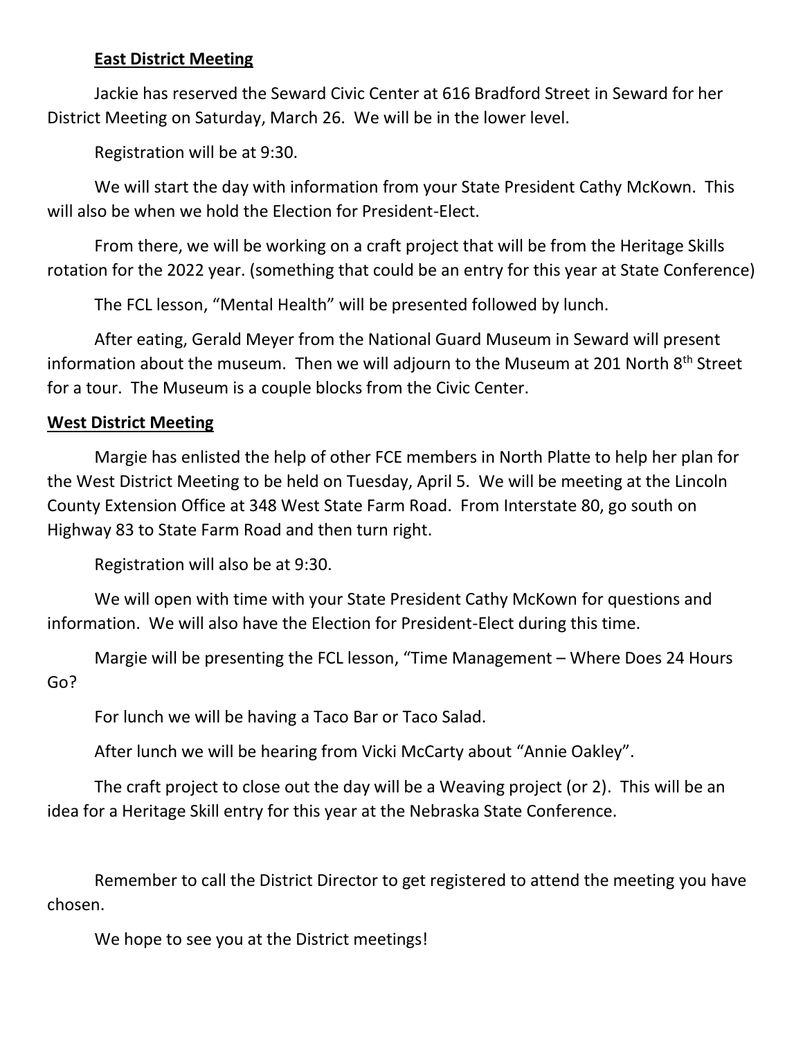## East District Meeting

Jackie has reserved the Seward Civic Center at 616 Bradford Street in Seward for her District Meeting on Saturday, March 26. We will be in the lower level.

Registration will be at 9:30.

We will start the day with information from your State President Cathy McKown. This will also be when we hold the Election for President-Elect.

From there, we will be working on a craft project that will be from the Heritage Skills rotation for the 2022 year. (something that could be an entry for this year at State Conference)

The FCL lesson, "Mental Health" will be presented followed by lunch.

After eating, Gerald Meyer from the National Guard Museum in Seward will present information about the museum. Then we will adjourn to the Museum at 201 North 8th Street for a tour. The Museum is a couple blocks from the Civic Center.

## West District Meeting

Margie has enlisted the help of other FCE members in North Platte to help her plan for the West District Meeting to be held on Tuesday, April 5. We will be meeting at the Lincoln County Extension Office at 348 West State Farm Road. From Interstate 80, go south on Highway 83 to State Farm Road and then turn right.

Registration will also be at 9:30.

We will open with time with your State President Cathy McKown for questions and information. We will also have the Election for President-Elect during this time.

Margie will be presenting the FCL lesson, "Time Management – Where Does 24 Hours Go?

For lunch we will be having a Taco Bar or Taco Salad.

After lunch we will be hearing from Vicki McCarty about "Annie Oakley".

The craft project to close out the day will be a Weaving project (or 2). This will be an idea for a Heritage Skill entry for this year at the Nebraska State Conference.

Remember to call the District Director to get registered to attend the meeting you have chosen.

We hope to see you at the District meetings!